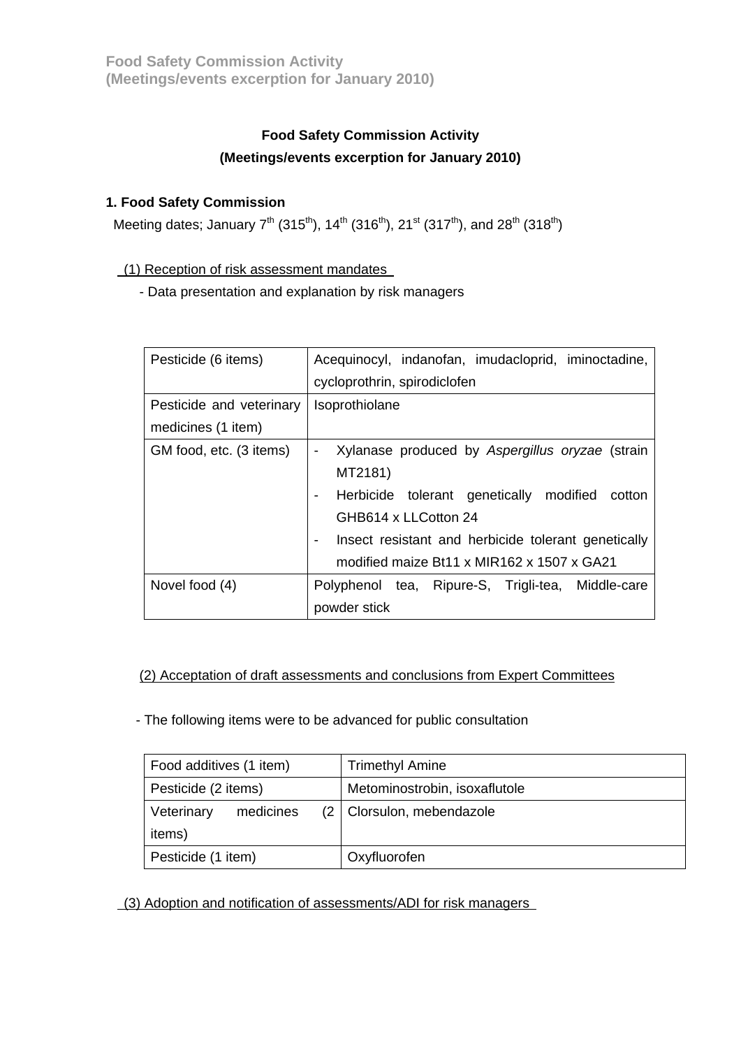# Food Safety Commission Activity
## (Meetings/events excerption for January 2010)

### 1. Food Safety Commission

Meeting dates; January 7th (315th), 14th (316th), 21st (317th), and 28th (318th)

(1) Reception of risk assessment mandates

- Data presentation and explanation by risk managers

| Pesticide (6 items) | Acequinocyl, indanofan, imudacloprid, iminoctadine, cycloprothrin, spirodiclofen |
|---|---|
| Pesticide and veterinary medicines (1 item) | Isoprothiolane |
| GM food, etc. (3 items) | - Xylanase produced by *Aspergillus oryzae* (strain MT2181)<br>- Herbicide tolerant genetically modified cotton GHB614 x LLCotton 24<br>- Insect resistant and herbicide tolerant genetically modified maize Bt11 x MIR162 x 1507 x GA21 |
| Novel food (4) | Polyphenol tea, Ripure-S, Trigli-tea, Middle-care powder stick |

(2) Acceptation of draft assessments and conclusions from Expert Committees

- The following items were to be advanced for public consultation

| Food additives (1 item) | Trimethyl Amine |
|---|---|
| Pesticide (2 items) | Metominostrobin, isoxaflutole |
| Veterinary medicines (2 items) | Clorsulon, mebendazole |
| Pesticide (1 item) | Oxyfluorofen |

(3) Adoption and notification of assessments/ADI for risk managers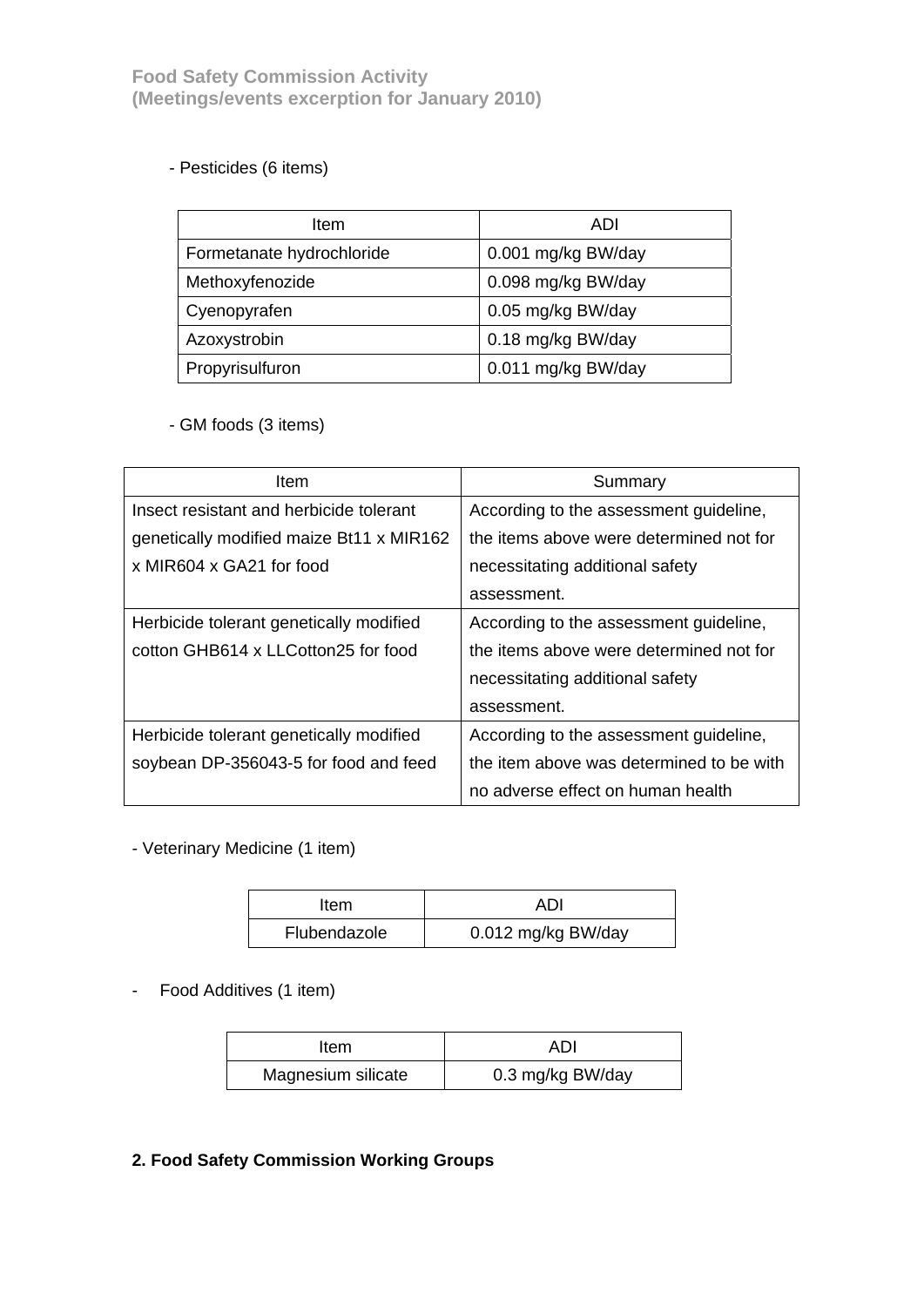- Pesticides (6 items)

| Item | ADI |
| --- | --- |
| Formetanate hydrochloride | 0.001 mg/kg BW/day |
| Methoxyfenozide | 0.098 mg/kg BW/day |
| Cyenopyrafen | 0.05 mg/kg BW/day |
| Azoxystrobin | 0.18 mg/kg BW/day |
| Propyrisulfuron | 0.011 mg/kg BW/day |

- GM foods (3 items)

| Item | Summary |
| --- | --- |
| Insect resistant and herbicide tolerant genetically modified maize Bt11 x MIR162 x MIR604 x GA21 for food | According to the assessment guideline, the items above were determined not for necessitating additional safety assessment. |
| Herbicide tolerant genetically modified cotton GHB614 x LLCotton25 for food | According to the assessment guideline, the items above were determined not for necessitating additional safety assessment. |
| Herbicide tolerant genetically modified soybean DP-356043-5 for food and feed | According to the assessment guideline, the item above was determined to be with no adverse effect on human health |

- Veterinary Medicine (1 item)

| Item | ADI |
| --- | --- |
| Flubendazole | 0.012 mg/kg BW/day |

- Food Additives (1 item)

| Item | ADI |
| --- | --- |
| Magnesium silicate | 0.3 mg/kg BW/day |

**2. Food Safety Commission Working Groups**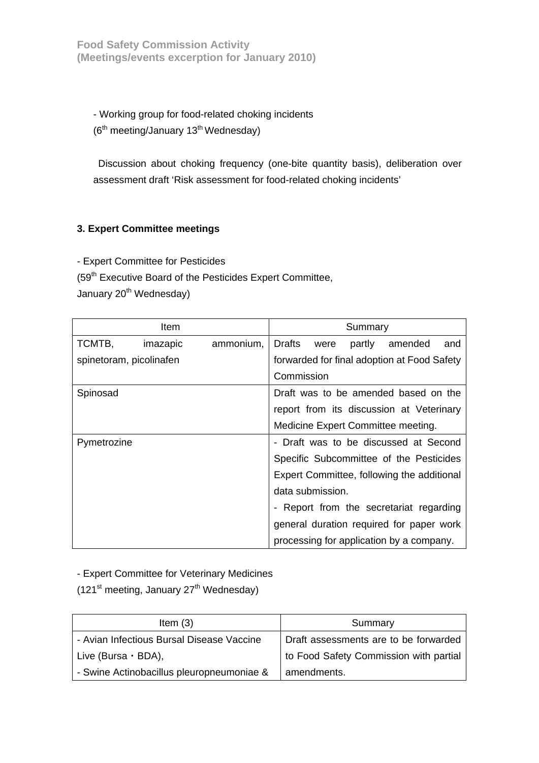- Working group for food-related choking incidents
(6th meeting/January 13th Wednesday)

Discussion about choking frequency (one-bite quantity basis), deliberation over assessment draft 'Risk assessment for food-related choking incidents'

### 3. Expert Committee meetings

- Expert Committee for Pesticides
(59th Executive Board of the Pesticides Expert Committee,
January 20th Wednesday)

| Item | Summary |
|---|---|
| TCMTB, imazapic ammonium, spinetoram, picolinafen | Drafts were partly amended and forwarded for final adoption at Food Safety Commission |
| Spinosad | Draft was to be amended based on the report from its discussion at Veterinary Medicine Expert Committee meeting. |
| Pymetrozine | - Draft was to be discussed at Second Specific Subcommittee of the Pesticides Expert Committee, following the additional data submission.<br>- Report from the secretariat regarding general duration required for paper work processing for application by a company. |

- Expert Committee for Veterinary Medicines
(121st meeting, January 27th Wednesday)

| Item (3) | Summary |
|---|---|
| - Avian Infectious Bursal Disease Vaccine Live (Bursa・BDA),<br>- Swine Actinobacillus pleuropneumoniae & | Draft assessments are to be forwarded to Food Safety Commission with partial amendments. |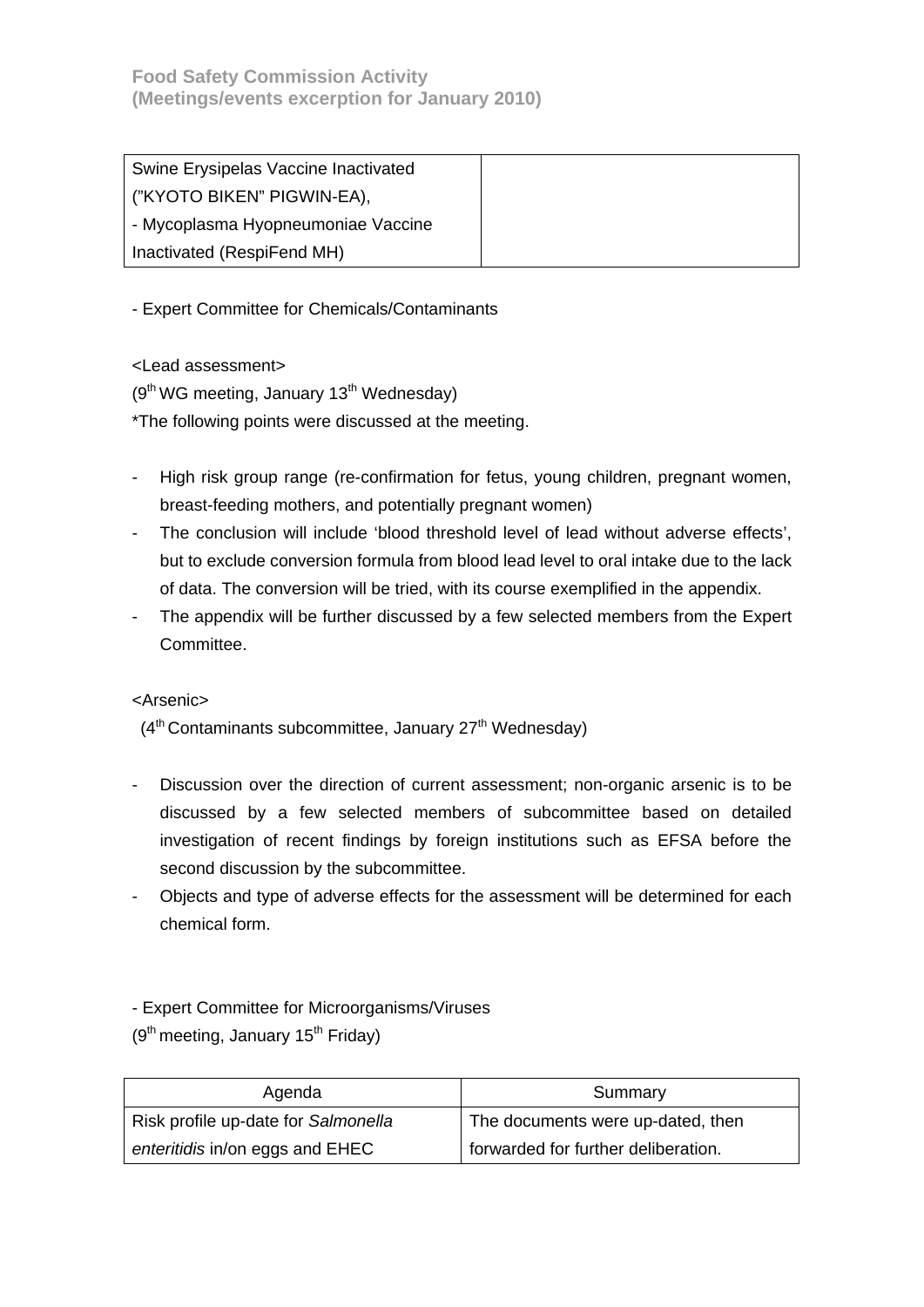| | |
|---|---|
| Swine Erysipelas Vaccine Inactivated ("KYOTO BIKEN" PIGWIN-EA),<br>- Mycoplasma Hyopneumoniae Vaccine Inactivated (RespiFend MH) | |

- Expert Committee for Chemicals/Contaminants

<Lead assessment>
(9th WG meeting, January 13th Wednesday)
*The following points were discussed at the meeting.

- High risk group range (re-confirmation for fetus, young children, pregnant women, breast-feeding mothers, and potentially pregnant women)
- The conclusion will include 'blood threshold level of lead without adverse effects', but to exclude conversion formula from blood lead level to oral intake due to the lack of data. The conversion will be tried, with its course exemplified in the appendix.
- The appendix will be further discussed by a few selected members from the Expert Committee.

<Arsenic>
(4th Contaminants subcommittee, January 27th Wednesday)

- Discussion over the direction of current assessment; non-organic arsenic is to be discussed by a few selected members of subcommittee based on detailed investigation of recent findings by foreign institutions such as EFSA before the second discussion by the subcommittee.
- Objects and type of adverse effects for the assessment will be determined for each chemical form.

- Expert Committee for Microorganisms/Viruses
(9th meeting, January 15th Friday)

| Agenda | Summary |
|---|---|
| Risk profile up-date for *Salmonella enteritidis* in/on eggs and EHEC | The documents were up-dated, then forwarded for further deliberation. |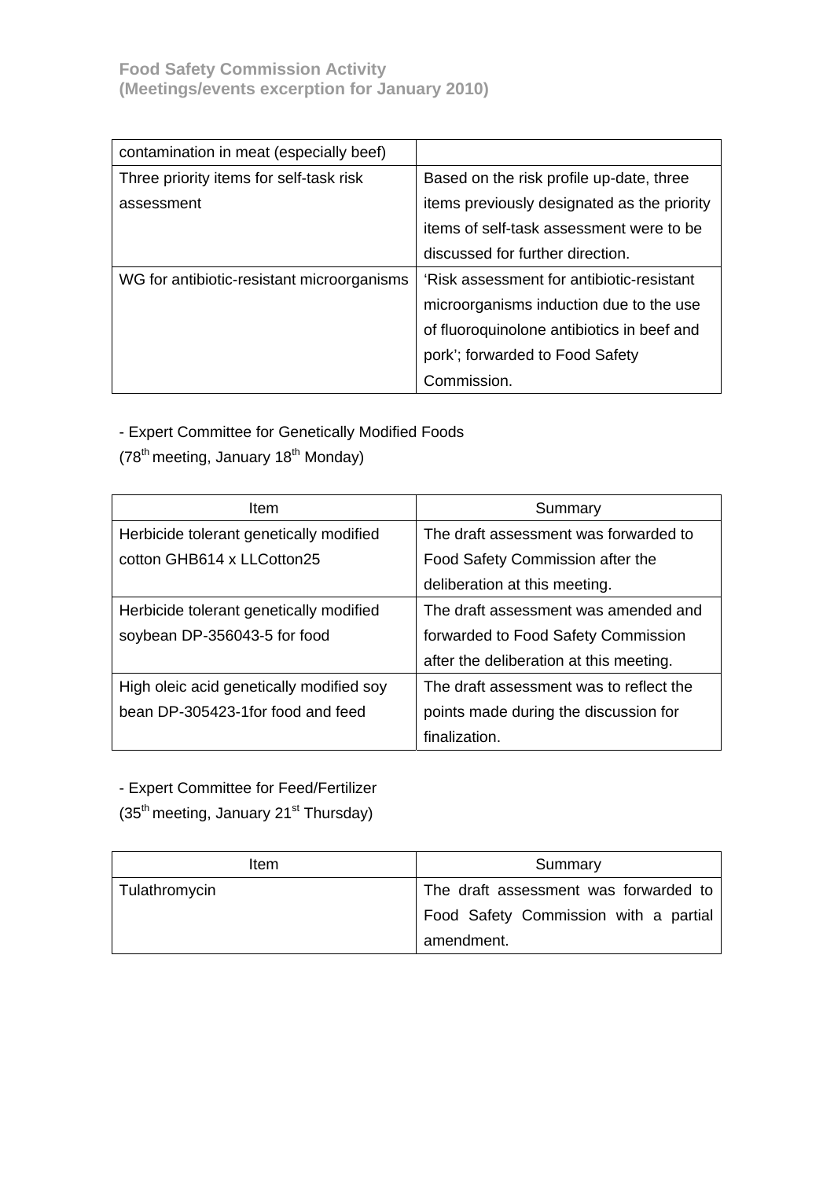| | |
|---|---|
| contamination in meat (especially beef) | |
| Three priority items for self-task risk assessment | Based on the risk profile up-date, three items previously designated as the priority items of self-task assessment were to be discussed for further direction. |
| WG for antibiotic-resistant microorganisms | 'Risk assessment for antibiotic-resistant microorganisms induction due to the use of fluoroquinolone antibiotics in beef and pork'; forwarded to Food Safety Commission. |

- Expert Committee for Genetically Modified Foods
(78th meeting, January 18th Monday)

| Item | Summary |
|---|---|
| Herbicide tolerant genetically modified cotton GHB614 x LLCotton25 | The draft assessment was forwarded to Food Safety Commission after the deliberation at this meeting. |
| Herbicide tolerant genetically modified soybean DP-356043-5 for food | The draft assessment was amended and forwarded to Food Safety Commission after the deliberation at this meeting. |
| High oleic acid genetically modified soy bean DP-305423-1for food and feed | The draft assessment was to reflect the points made during the discussion for finalization. |

- Expert Committee for Feed/Fertilizer
(35th meeting, January 21st Thursday)

| Item | Summary |
|---|---|
| Tulathromycin | The draft assessment was forwarded to Food Safety Commission with a partial amendment. |